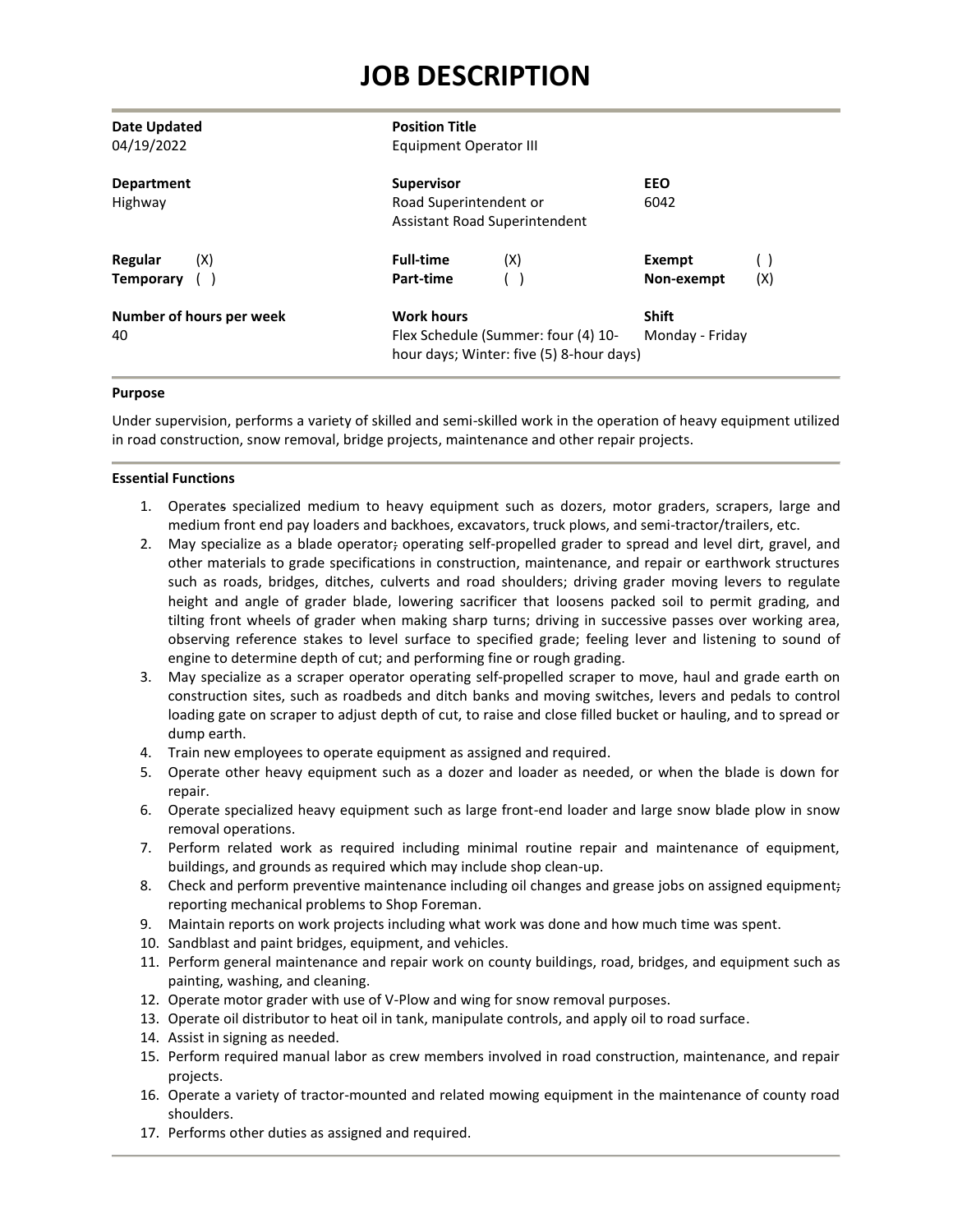# JOB DESCRIPTION

| | | |
|---|---|---|
| **Date Updated**<br>04/19/2022 | **Position Title**<br>Equipment Operator III | |
| **Department**<br>Highway | **Supervisor**<br>Road Superintendent or Assistant Road Superintendent | **EEO**<br>6042 |
| **Regular** (X)<br>**Temporary** ( ) | **Full-time** (X)<br>**Part-time** ( ) | **Exempt** ( )<br>**Non-exempt** (X) |
| **Number of hours per week**<br>40 | **Work hours**<br>Flex Schedule (Summer: four (4) 10-hour days; Winter: five (5) 8-hour days) | **Shift**<br>Monday - Friday |

**Purpose**

Under supervision, performs a variety of skilled and semi-skilled work in the operation of heavy equipment utilized in road construction, snow removal, bridge projects, maintenance and other repair projects.

**Essential Functions**

1. Operates specialized medium to heavy equipment such as dozers, motor graders, scrapers, large and medium front end pay loaders and backhoes, excavators, truck plows, and semi-tractor/trailers, etc.
2. May specialize as a blade operator; operating self-propelled grader to spread and level dirt, gravel, and other materials to grade specifications in construction, maintenance, and repair or earthwork structures such as roads, bridges, ditches, culverts and road shoulders; driving grader moving levers to regulate height and angle of grader blade, lowering sacrificer that loosens packed soil to permit grading, and tilting front wheels of grader when making sharp turns; driving in successive passes over working area, observing reference stakes to level surface to specified grade; feeling lever and listening to sound of engine to determine depth of cut; and performing fine or rough grading.
3. May specialize as a scraper operator operating self-propelled scraper to move, haul and grade earth on construction sites, such as roadbeds and ditch banks and moving switches, levers and pedals to control loading gate on scraper to adjust depth of cut, to raise and close filled bucket or hauling, and to spread or dump earth.
4. Train new employees to operate equipment as assigned and required.
5. Operate other heavy equipment such as a dozer and loader as needed, or when the blade is down for repair.
6. Operate specialized heavy equipment such as large front-end loader and large snow blade plow in snow removal operations.
7. Perform related work as required including minimal routine repair and maintenance of equipment, buildings, and grounds as required which may include shop clean-up.
8. Check and perform preventive maintenance including oil changes and grease jobs on assigned equipment; reporting mechanical problems to Shop Foreman.
9. Maintain reports on work projects including what work was done and how much time was spent.
10. Sandblast and paint bridges, equipment, and vehicles.
11. Perform general maintenance and repair work on county buildings, road, bridges, and equipment such as painting, washing, and cleaning.
12. Operate motor grader with use of V-Plow and wing for snow removal purposes.
13. Operate oil distributor to heat oil in tank, manipulate controls, and apply oil to road surface.
14. Assist in signing as needed.
15. Perform required manual labor as crew members involved in road construction, maintenance, and repair projects.
16. Operate a variety of tractor-mounted and related mowing equipment in the maintenance of county road shoulders.
17. Performs other duties as assigned and required.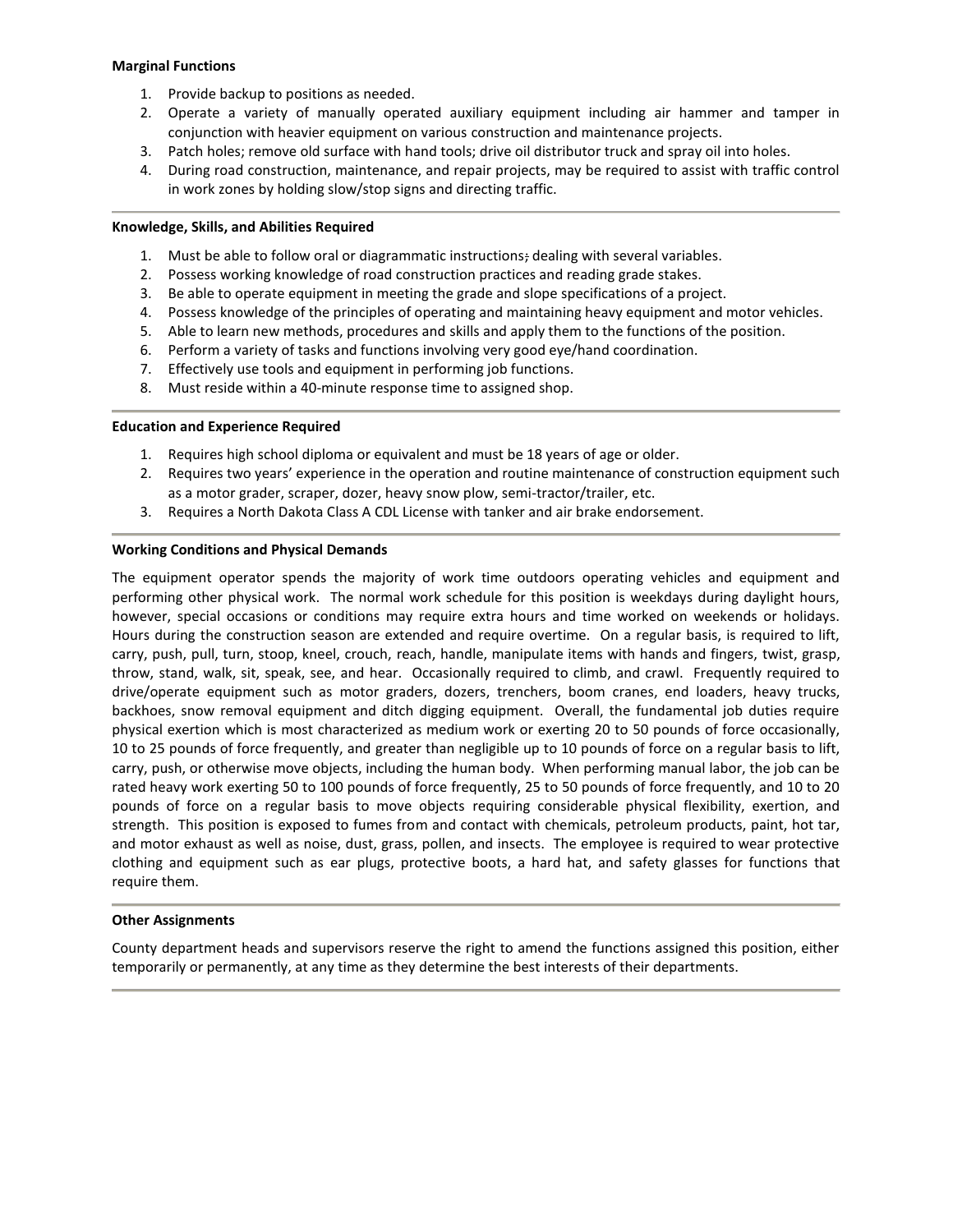**Marginal Functions**

1. Provide backup to positions as needed.
2. Operate a variety of manually operated auxiliary equipment including air hammer and tamper in conjunction with heavier equipment on various construction and maintenance projects.
3. Patch holes; remove old surface with hand tools; drive oil distributor truck and spray oil into holes.
4. During road construction, maintenance, and repair projects, may be required to assist with traffic control in work zones by holding slow/stop signs and directing traffic.

**Knowledge, Skills, and Abilities Required**

1. Must be able to follow oral or diagrammatic instructions; dealing with several variables.
2. Possess working knowledge of road construction practices and reading grade stakes.
3. Be able to operate equipment in meeting the grade and slope specifications of a project.
4. Possess knowledge of the principles of operating and maintaining heavy equipment and motor vehicles.
5. Able to learn new methods, procedures and skills and apply them to the functions of the position.
6. Perform a variety of tasks and functions involving very good eye/hand coordination.
7. Effectively use tools and equipment in performing job functions.
8. Must reside within a 40-minute response time to assigned shop.

**Education and Experience Required**

1. Requires high school diploma or equivalent and must be 18 years of age or older.
2. Requires two years' experience in the operation and routine maintenance of construction equipment such as a motor grader, scraper, dozer, heavy snow plow, semi-tractor/trailer, etc.
3. Requires a North Dakota Class A CDL License with tanker and air brake endorsement.

**Working Conditions and Physical Demands**

The equipment operator spends the majority of work time outdoors operating vehicles and equipment and performing other physical work. The normal work schedule for this position is weekdays during daylight hours, however, special occasions or conditions may require extra hours and time worked on weekends or holidays. Hours during the construction season are extended and require overtime. On a regular basis, is required to lift, carry, push, pull, turn, stoop, kneel, crouch, reach, handle, manipulate items with hands and fingers, twist, grasp, throw, stand, walk, sit, speak, see, and hear. Occasionally required to climb, and crawl. Frequently required to drive/operate equipment such as motor graders, dozers, trenchers, boom cranes, end loaders, heavy trucks, backhoes, snow removal equipment and ditch digging equipment. Overall, the fundamental job duties require physical exertion which is most characterized as medium work or exerting 20 to 50 pounds of force occasionally, 10 to 25 pounds of force frequently, and greater than negligible up to 10 pounds of force on a regular basis to lift, carry, push, or otherwise move objects, including the human body. When performing manual labor, the job can be rated heavy work exerting 50 to 100 pounds of force frequently, 25 to 50 pounds of force frequently, and 10 to 20 pounds of force on a regular basis to move objects requiring considerable physical flexibility, exertion, and strength. This position is exposed to fumes from and contact with chemicals, petroleum products, paint, hot tar, and motor exhaust as well as noise, dust, grass, pollen, and insects. The employee is required to wear protective clothing and equipment such as ear plugs, protective boots, a hard hat, and safety glasses for functions that require them.

**Other Assignments**

County department heads and supervisors reserve the right to amend the functions assigned this position, either temporarily or permanently, at any time as they determine the best interests of their departments.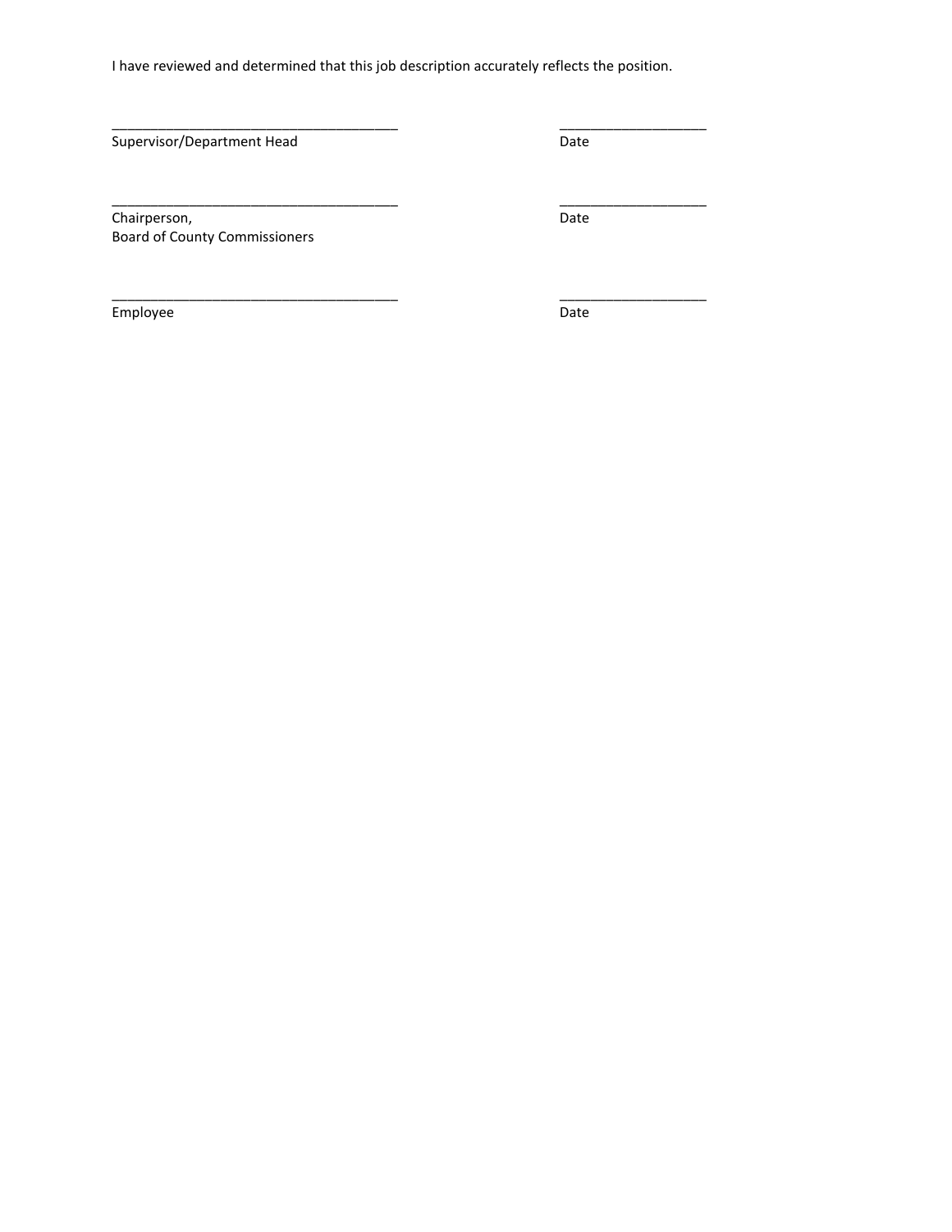I have reviewed and determined that this job description accurately reflects the position.

_______________________________________ _____________________
Supervisor/Department Head Date

_______________________________________ _____________________
Chairperson,
Board of County Commissioners Date

_______________________________________ _____________________
Employee Date